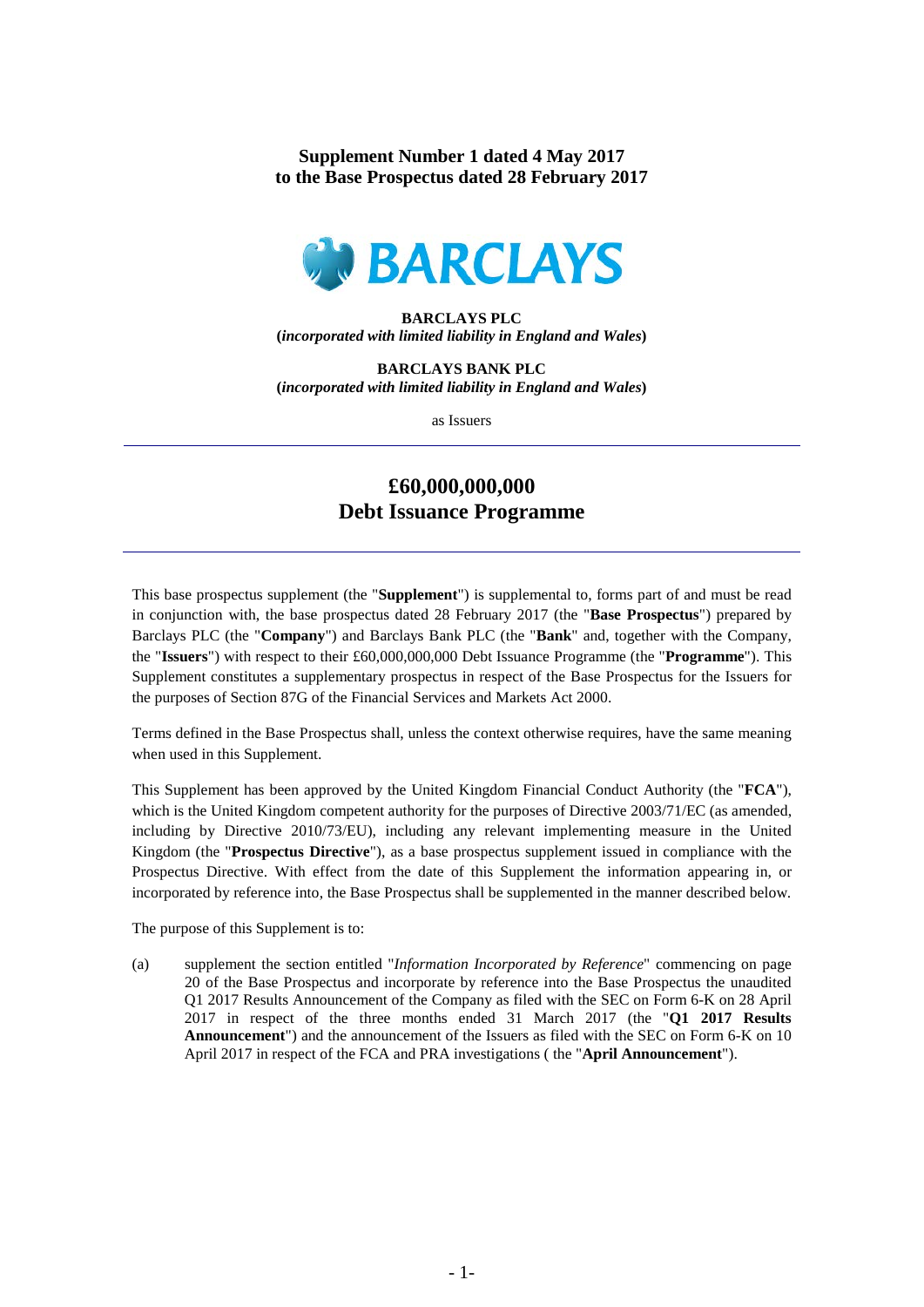**Supplement Number 1 dated 4 May 2017**
**to the Base Prospectus dated 28 February 2017**

BARCLAYS

**BARCLAYS PLC**
**(*incorporated with limited liability in England and Wales*)**

**BARCLAYS BANK PLC**
**(*incorporated with limited liability in England and Wales*)**

as Issuers

---

# £60,000,000,000 Debt Issuance Programme

---

This base prospectus supplement (the "**Supplement**") is supplemental to, forms part of and must be read in conjunction with, the base prospectus dated 28 February 2017 (the "**Base Prospectus**") prepared by Barclays PLC (the "**Company**") and Barclays Bank PLC (the "**Bank**" and, together with the Company, the "**Issuers**") with respect to their £60,000,000,000 Debt Issuance Programme (the "**Programme**"). This Supplement constitutes a supplementary prospectus in respect of the Base Prospectus for the Issuers for the purposes of Section 87G of the Financial Services and Markets Act 2000.

Terms defined in the Base Prospectus shall, unless the context otherwise requires, have the same meaning when used in this Supplement.

This Supplement has been approved by the United Kingdom Financial Conduct Authority (the "**FCA**"), which is the United Kingdom competent authority for the purposes of Directive 2003/71/EC (as amended, including by Directive 2010/73/EU), including any relevant implementing measure in the United Kingdom (the "**Prospectus Directive**"), as a base prospectus supplement issued in compliance with the Prospectus Directive. With effect from the date of this Supplement the information appearing in, or incorporated by reference into, the Base Prospectus shall be supplemented in the manner described below.

The purpose of this Supplement is to:

(a) supplement the section entitled "*Information Incorporated by Reference*" commencing on page 20 of the Base Prospectus and incorporate by reference into the Base Prospectus the unaudited Q1 2017 Results Announcement of the Company as filed with the SEC on Form 6-K on 28 April 2017 in respect of the three months ended 31 March 2017 (the "**Q1 2017 Results Announcement**") and the announcement of the Issuers as filed with the SEC on Form 6-K on 10 April 2017 in respect of the FCA and PRA investigations ( the "**April Announcement**").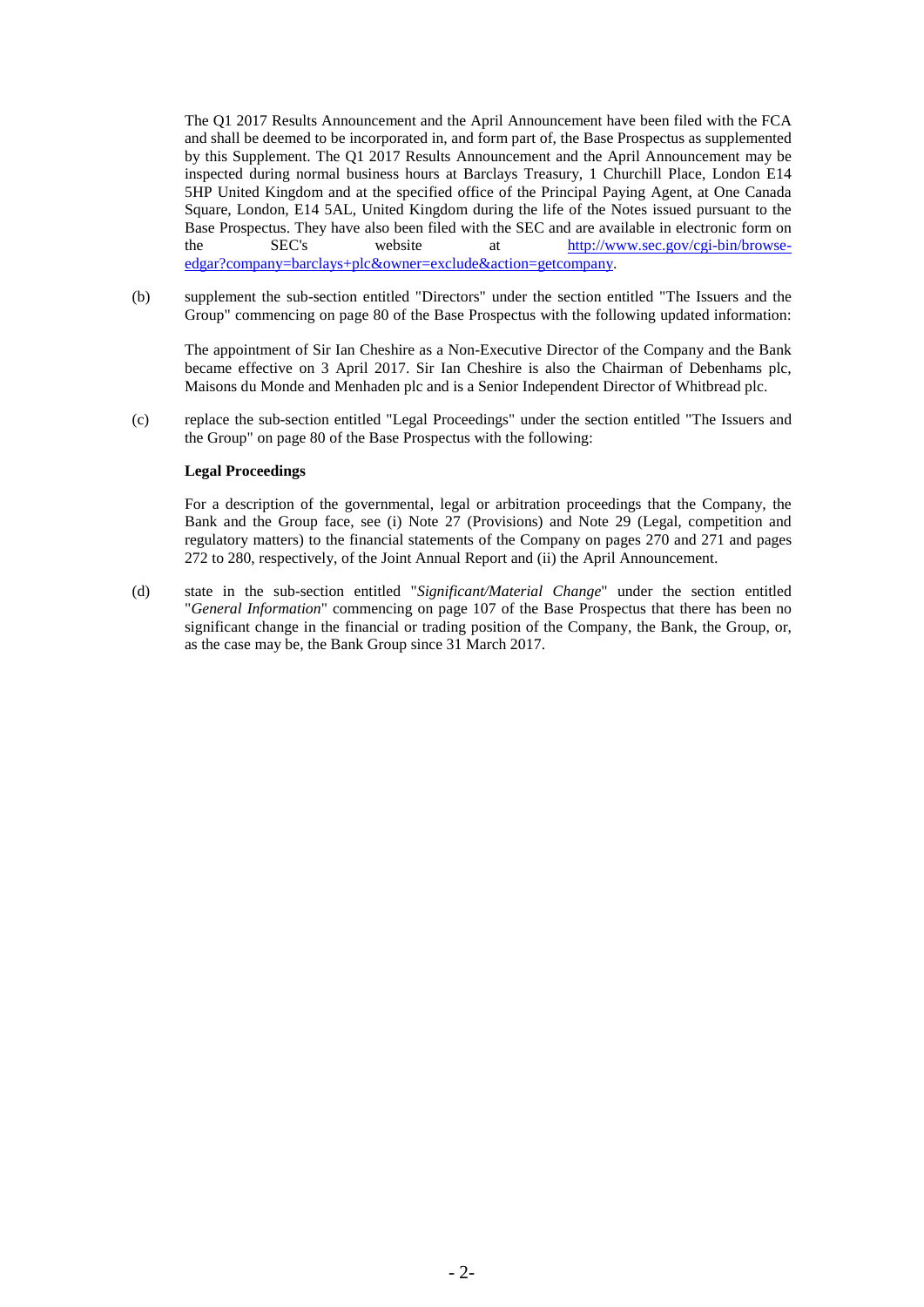The Q1 2017 Results Announcement and the April Announcement have been filed with the FCA and shall be deemed to be incorporated in, and form part of, the Base Prospectus as supplemented by this Supplement. The Q1 2017 Results Announcement and the April Announcement may be inspected during normal business hours at Barclays Treasury, 1 Churchill Place, London E14 5HP United Kingdom and at the specified office of the Principal Paying Agent, at One Canada Square, London, E14 5AL, United Kingdom during the life of the Notes issued pursuant to the Base Prospectus. They have also been filed with the SEC and are available in electronic form on the SEC's website at http://www.sec.gov/cgi-bin/browse-edgar?company=barclays+plc&owner=exclude&action=getcompany.

(b) supplement the sub-section entitled "Directors" under the section entitled "The Issuers and the Group" commencing on page 80 of the Base Prospectus with the following updated information:

The appointment of Sir Ian Cheshire as a Non-Executive Director of the Company and the Bank became effective on 3 April 2017. Sir Ian Cheshire is also the Chairman of Debenhams plc, Maisons du Monde and Menhaden plc and is a Senior Independent Director of Whitbread plc.

(c) replace the sub-section entitled "Legal Proceedings" under the section entitled "The Issuers and the Group" on page 80 of the Base Prospectus with the following:

**Legal Proceedings**

For a description of the governmental, legal or arbitration proceedings that the Company, the Bank and the Group face, see (i) Note 27 (Provisions) and Note 29 (Legal, competition and regulatory matters) to the financial statements of the Company on pages 270 and 271 and pages 272 to 280, respectively, of the Joint Annual Report and (ii) the April Announcement.

(d) state in the sub-section entitled "*Significant/Material Change*" under the section entitled "*General Information*" commencing on page 107 of the Base Prospectus that there has been no significant change in the financial or trading position of the Company, the Bank, the Group, or, as the case may be, the Bank Group since 31 March 2017.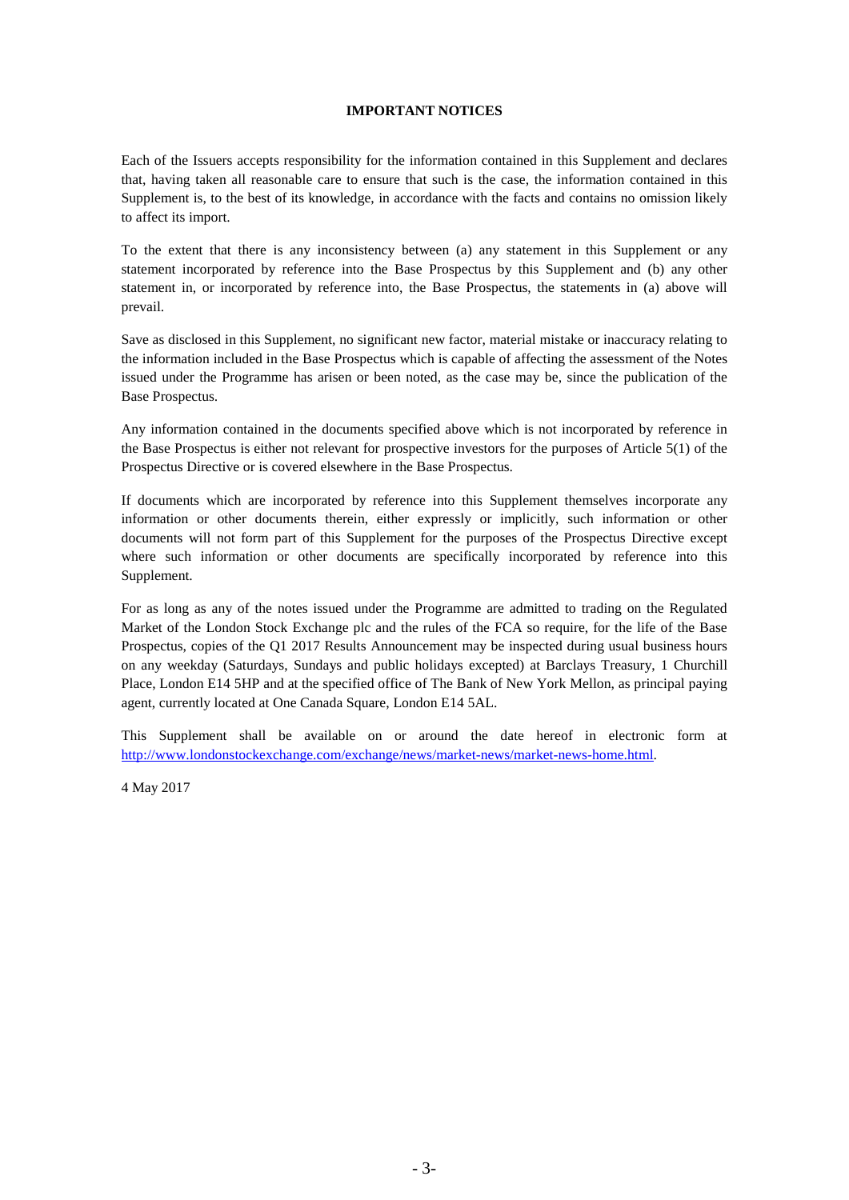**IMPORTANT NOTICES**

Each of the Issuers accepts responsibility for the information contained in this Supplement and declares that, having taken all reasonable care to ensure that such is the case, the information contained in this Supplement is, to the best of its knowledge, in accordance with the facts and contains no omission likely to affect its import.

To the extent that there is any inconsistency between (a) any statement in this Supplement or any statement incorporated by reference into the Base Prospectus by this Supplement and (b) any other statement in, or incorporated by reference into, the Base Prospectus, the statements in (a) above will prevail.

Save as disclosed in this Supplement, no significant new factor, material mistake or inaccuracy relating to the information included in the Base Prospectus which is capable of affecting the assessment of the Notes issued under the Programme has arisen or been noted, as the case may be, since the publication of the Base Prospectus.

Any information contained in the documents specified above which is not incorporated by reference in the Base Prospectus is either not relevant for prospective investors for the purposes of Article 5(1) of the Prospectus Directive or is covered elsewhere in the Base Prospectus.

If documents which are incorporated by reference into this Supplement themselves incorporate any information or other documents therein, either expressly or implicitly, such information or other documents will not form part of this Supplement for the purposes of the Prospectus Directive except where such information or other documents are specifically incorporated by reference into this Supplement.

For as long as any of the notes issued under the Programme are admitted to trading on the Regulated Market of the London Stock Exchange plc and the rules of the FCA so require, for the life of the Base Prospectus, copies of the Q1 2017 Results Announcement may be inspected during usual business hours on any weekday (Saturdays, Sundays and public holidays excepted) at Barclays Treasury, 1 Churchill Place, London E14 5HP and at the specified office of The Bank of New York Mellon, as principal paying agent, currently located at One Canada Square, London E14 5AL.

This Supplement shall be available on or around the date hereof in electronic form at http://www.londonstockexchange.com/exchange/news/market-news/market-news-home.html.

4 May 2017